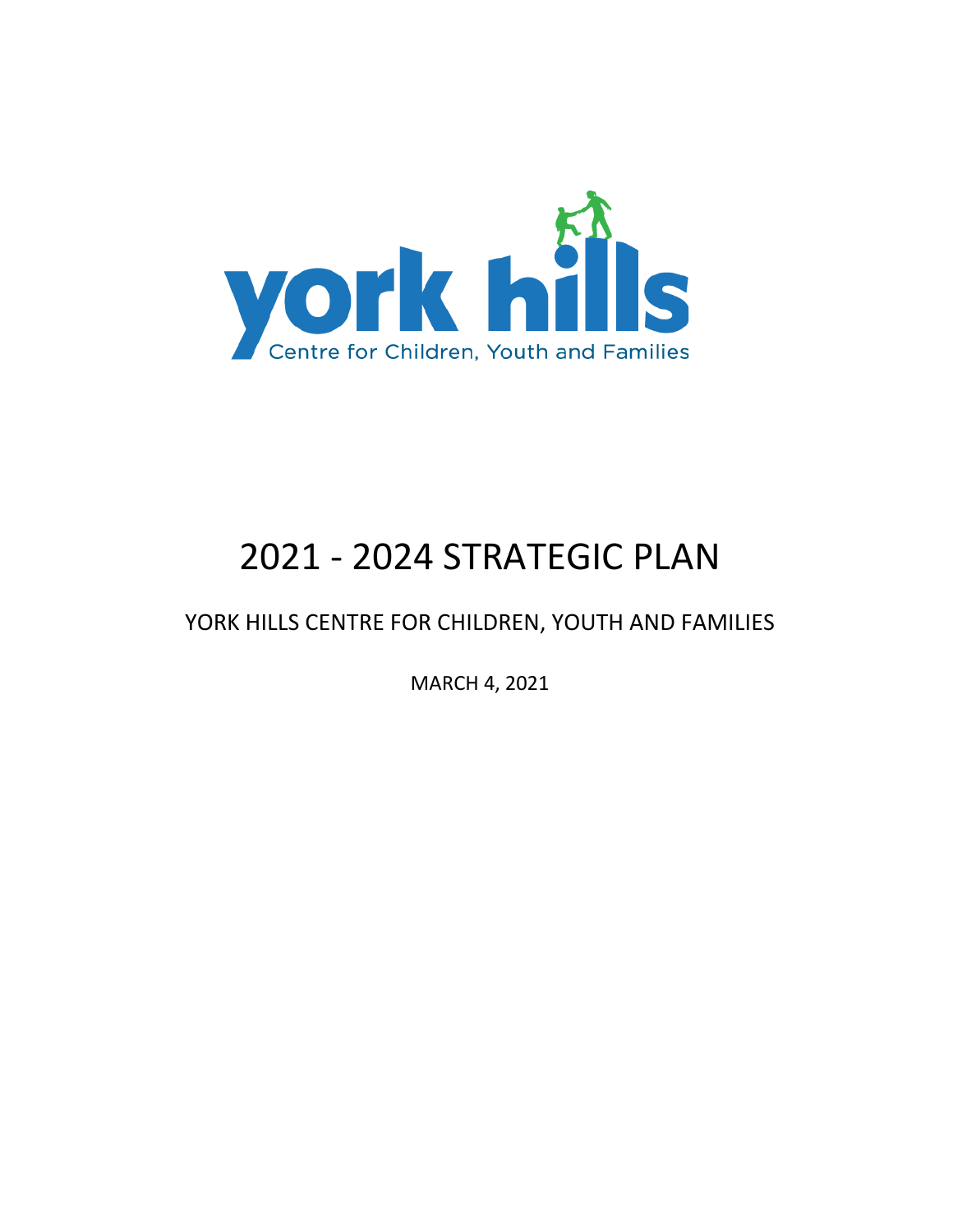york hills

Centre for Children, Youth and Families

# 2021 - 2024 STRATEGIC PLAN

## YORK HILLS CENTRE FOR CHILDREN, YOUTH AND FAMILIES

MARCH 4, 2021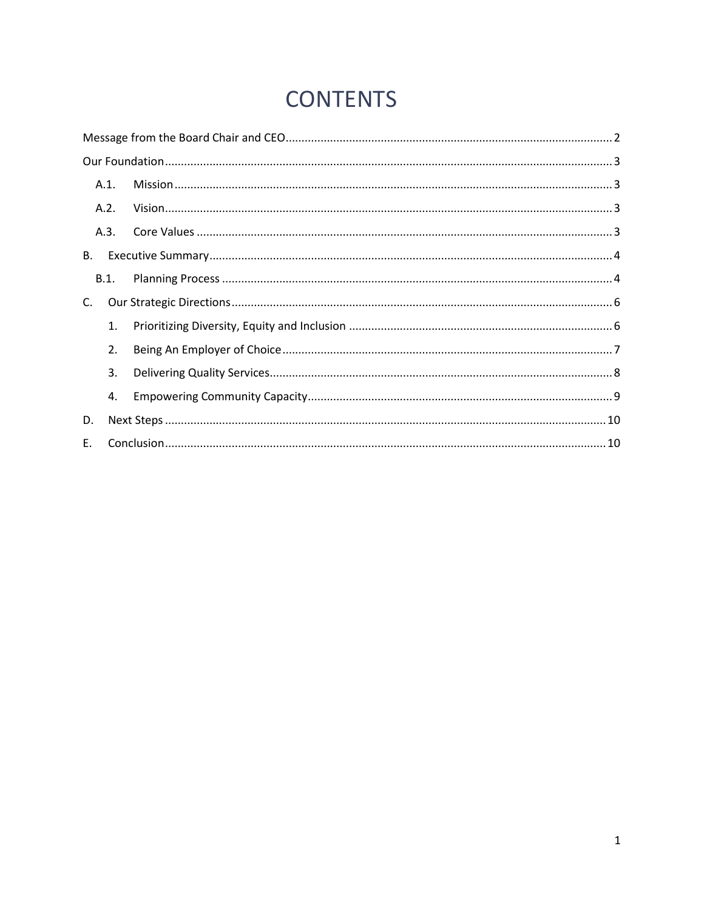# CONTENTS

Message from the Board Chair and CEO ..... 2

Our Foundation ..... 3

- A.1. Mission ..... 3
- A.2. Vision ..... 3
- A.3. Core Values ..... 3

B. Executive Summary ..... 4

- B.1. Planning Process ..... 4

C. Our Strategic Directions ..... 6

1. Prioritizing Diversity, Equity and Inclusion ..... 6
2. Being An Employer of Choice ..... 7
3. Delivering Quality Services ..... 8
4. Empowering Community Capacity ..... 9

D. Next Steps ..... 10

E. Conclusion ..... 10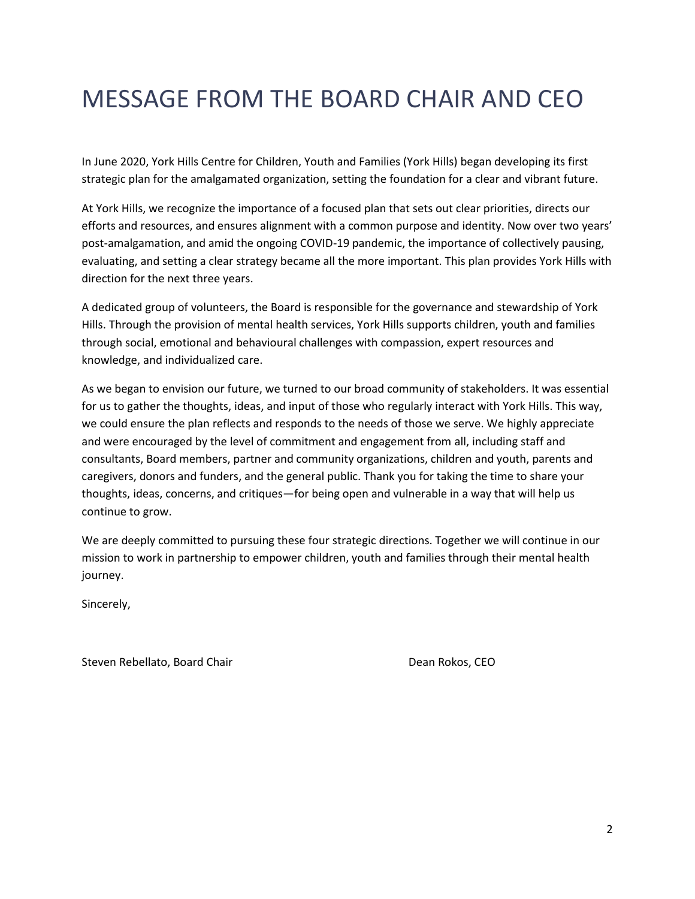# MESSAGE FROM THE BOARD CHAIR AND CEO

In June 2020, York Hills Centre for Children, Youth and Families (York Hills) began developing its first strategic plan for the amalgamated organization, setting the foundation for a clear and vibrant future.

At York Hills, we recognize the importance of a focused plan that sets out clear priorities, directs our efforts and resources, and ensures alignment with a common purpose and identity. Now over two years' post-amalgamation, and amid the ongoing COVID-19 pandemic, the importance of collectively pausing, evaluating, and setting a clear strategy became all the more important. This plan provides York Hills with direction for the next three years.

A dedicated group of volunteers, the Board is responsible for the governance and stewardship of York Hills. Through the provision of mental health services, York Hills supports children, youth and families through social, emotional and behavioural challenges with compassion, expert resources and knowledge, and individualized care.

As we began to envision our future, we turned to our broad community of stakeholders. It was essential for us to gather the thoughts, ideas, and input of those who regularly interact with York Hills. This way, we could ensure the plan reflects and responds to the needs of those we serve. We highly appreciate and were encouraged by the level of commitment and engagement from all, including staff and consultants, Board members, partner and community organizations, children and youth, parents and caregivers, donors and funders, and the general public. Thank you for taking the time to share your thoughts, ideas, concerns, and critiques—for being open and vulnerable in a way that will help us continue to grow.

We are deeply committed to pursuing these four strategic directions. Together we will continue in our mission to work in partnership to empower children, youth and families through their mental health journey.

Sincerely,

Steven Rebellato, Board Chair

Dean Rokos, CEO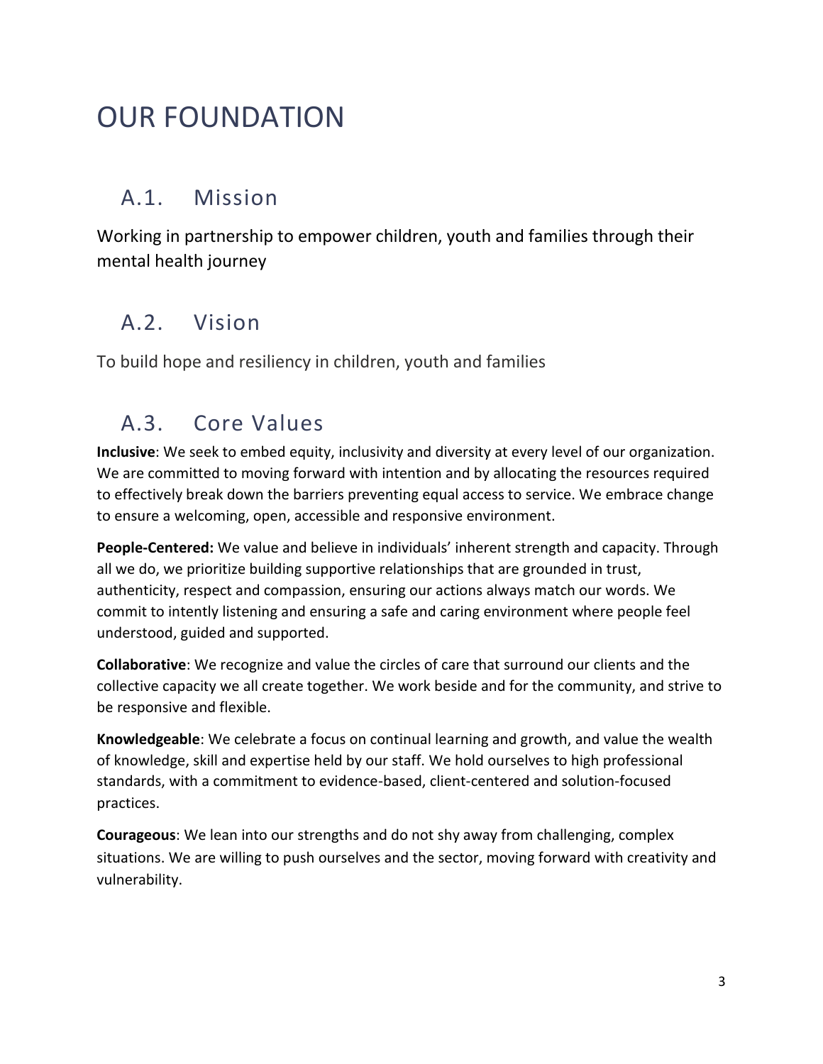# OUR FOUNDATION

## A.1. Mission

Working in partnership to empower children, youth and families through their mental health journey

## A.2. Vision

To build hope and resiliency in children, youth and families

## A.3. Core Values

**Inclusive**: We seek to embed equity, inclusivity and diversity at every level of our organization. We are committed to moving forward with intention and by allocating the resources required to effectively break down the barriers preventing equal access to service. We embrace change to ensure a welcoming, open, accessible and responsive environment.

**People-Centered:** We value and believe in individuals' inherent strength and capacity. Through all we do, we prioritize building supportive relationships that are grounded in trust, authenticity, respect and compassion, ensuring our actions always match our words. We commit to intently listening and ensuring a safe and caring environment where people feel understood, guided and supported.

**Collaborative**: We recognize and value the circles of care that surround our clients and the collective capacity we all create together. We work beside and for the community, and strive to be responsive and flexible.

**Knowledgeable**: We celebrate a focus on continual learning and growth, and value the wealth of knowledge, skill and expertise held by our staff. We hold ourselves to high professional standards, with a commitment to evidence-based, client-centered and solution-focused practices.

**Courageous**: We lean into our strengths and do not shy away from challenging, complex situations. We are willing to push ourselves and the sector, moving forward with creativity and vulnerability.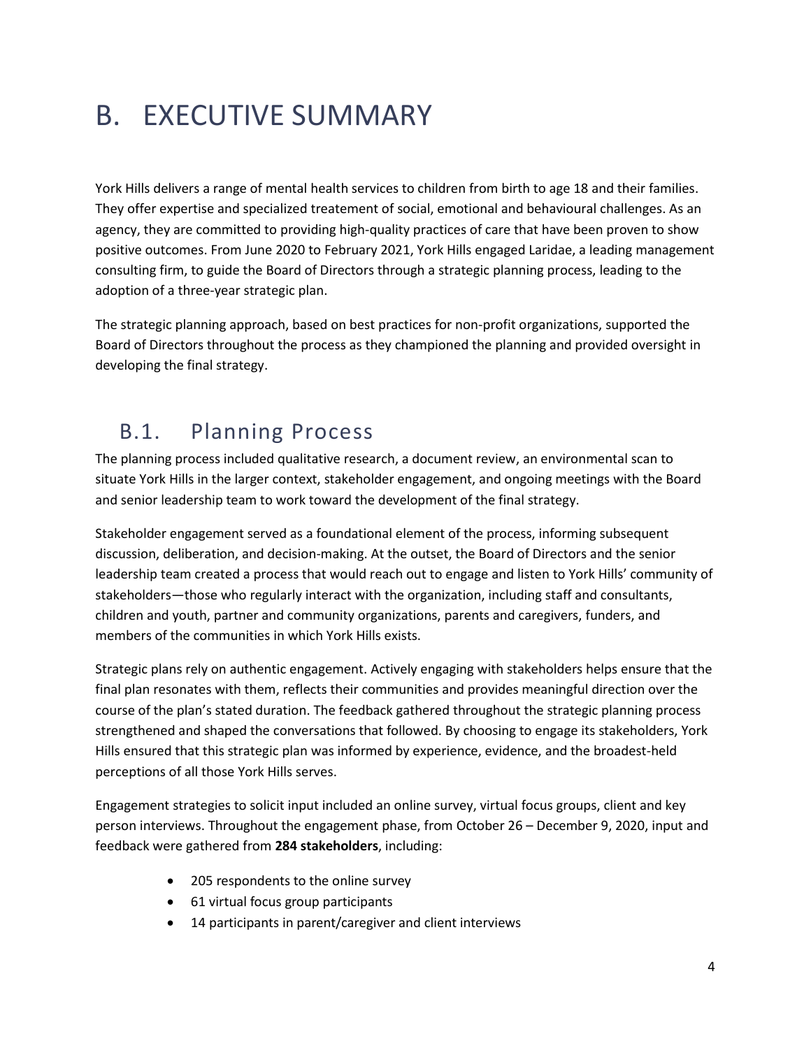# B. EXECUTIVE SUMMARY

York Hills delivers a range of mental health services to children from birth to age 18 and their families. They offer expertise and specialized treatement of social, emotional and behavioural challenges. As an agency, they are committed to providing high-quality practices of care that have been proven to show positive outcomes. From June 2020 to February 2021, York Hills engaged Laridae, a leading management consulting firm, to guide the Board of Directors through a strategic planning process, leading to the adoption of a three-year strategic plan.

The strategic planning approach, based on best practices for non-profit organizations, supported the Board of Directors throughout the process as they championed the planning and provided oversight in developing the final strategy.

## B.1. Planning Process

The planning process included qualitative research, a document review, an environmental scan to situate York Hills in the larger context, stakeholder engagement, and ongoing meetings with the Board and senior leadership team to work toward the development of the final strategy.

Stakeholder engagement served as a foundational element of the process, informing subsequent discussion, deliberation, and decision-making. At the outset, the Board of Directors and the senior leadership team created a process that would reach out to engage and listen to York Hills' community of stakeholders—those who regularly interact with the organization, including staff and consultants, children and youth, partner and community organizations, parents and caregivers, funders, and members of the communities in which York Hills exists.

Strategic plans rely on authentic engagement. Actively engaging with stakeholders helps ensure that the final plan resonates with them, reflects their communities and provides meaningful direction over the course of the plan's stated duration. The feedback gathered throughout the strategic planning process strengthened and shaped the conversations that followed. By choosing to engage its stakeholders, York Hills ensured that this strategic plan was informed by experience, evidence, and the broadest-held perceptions of all those York Hills serves.

Engagement strategies to solicit input included an online survey, virtual focus groups, client and key person interviews. Throughout the engagement phase, from October 26 – December 9, 2020, input and feedback were gathered from **284 stakeholders**, including:

- 205 respondents to the online survey
- 61 virtual focus group participants
- 14 participants in parent/caregiver and client interviews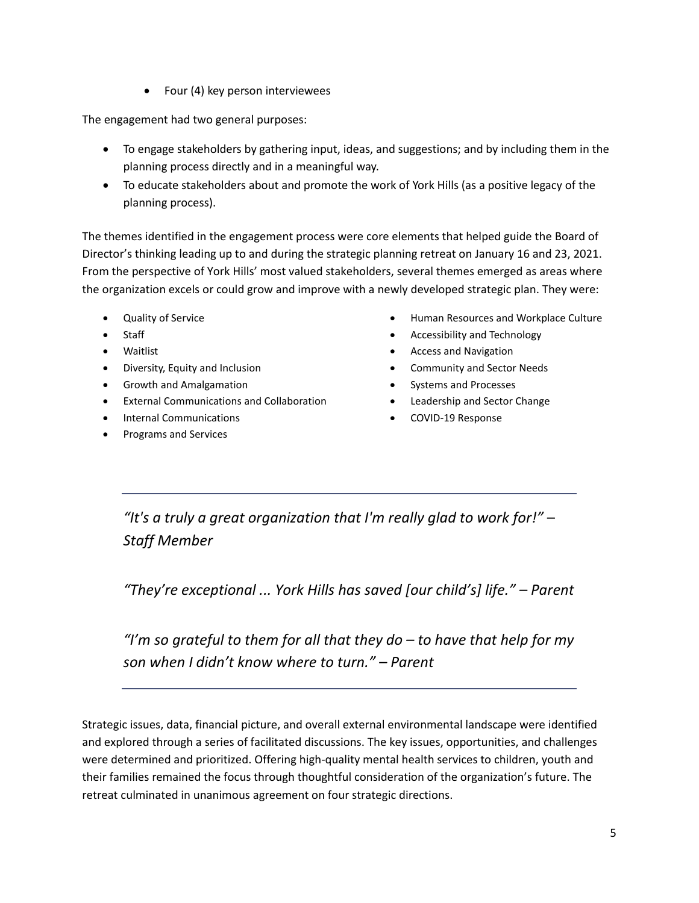- Four (4) key person interviewees

The engagement had two general purposes:

- To engage stakeholders by gathering input, ideas, and suggestions; and by including them in the planning process directly and in a meaningful way.
- To educate stakeholders about and promote the work of York Hills (as a positive legacy of the planning process).

The themes identified in the engagement process were core elements that helped guide the Board of Director's thinking leading up to and during the strategic planning retreat on January 16 and 23, 2021. From the perspective of York Hills' most valued stakeholders, several themes emerged as areas where the organization excels or could grow and improve with a newly developed strategic plan. They were:

- Quality of Service
- Staff
- Waitlist
- Diversity, Equity and Inclusion
- Growth and Amalgamation
- External Communications and Collaboration
- Internal Communications
- Programs and Services
- Human Resources and Workplace Culture
- Accessibility and Technology
- Access and Navigation
- Community and Sector Needs
- Systems and Processes
- Leadership and Sector Change
- COVID-19 Response

---

*"It's a truly a great organization that I'm really glad to work for!" – Staff Member*

*"They're exceptional ... York Hills has saved [our child's] life." – Parent*

*"I'm so grateful to them for all that they do – to have that help for my son when I didn't know where to turn." – Parent*

---

Strategic issues, data, financial picture, and overall external environmental landscape were identified and explored through a series of facilitated discussions. The key issues, opportunities, and challenges were determined and prioritized. Offering high-quality mental health services to children, youth and their families remained the focus through thoughtful consideration of the organization's future. The retreat culminated in unanimous agreement on four strategic directions.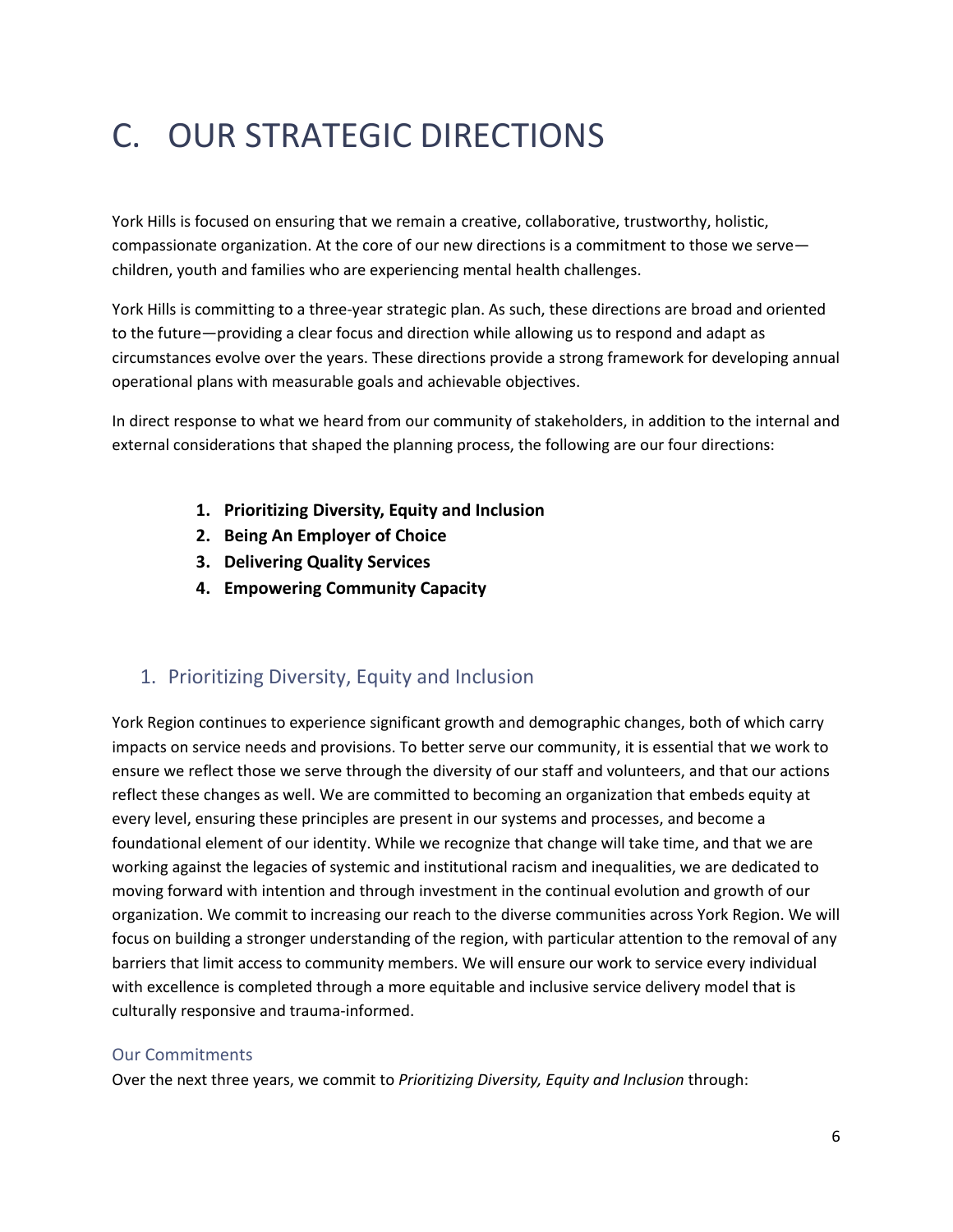# C. OUR STRATEGIC DIRECTIONS

York Hills is focused on ensuring that we remain a creative, collaborative, trustworthy, holistic, compassionate organization. At the core of our new directions is a commitment to those we serve—children, youth and families who are experiencing mental health challenges.

York Hills is committing to a three-year strategic plan. As such, these directions are broad and oriented to the future—providing a clear focus and direction while allowing us to respond and adapt as circumstances evolve over the years. These directions provide a strong framework for developing annual operational plans with measurable goals and achievable objectives.

In direct response to what we heard from our community of stakeholders, in addition to the internal and external considerations that shaped the planning process, the following are our four directions:

1. **Prioritizing Diversity, Equity and Inclusion**
2. **Being An Employer of Choice**
3. **Delivering Quality Services**
4. **Empowering Community Capacity**

## 1. Prioritizing Diversity, Equity and Inclusion

York Region continues to experience significant growth and demographic changes, both of which carry impacts on service needs and provisions. To better serve our community, it is essential that we work to ensure we reflect those we serve through the diversity of our staff and volunteers, and that our actions reflect these changes as well. We are committed to becoming an organization that embeds equity at every level, ensuring these principles are present in our systems and processes, and become a foundational element of our identity. While we recognize that change will take time, and that we are working against the legacies of systemic and institutional racism and inequalities, we are dedicated to moving forward with intention and through investment in the continual evolution and growth of our organization. We commit to increasing our reach to the diverse communities across York Region. We will focus on building a stronger understanding of the region, with particular attention to the removal of any barriers that limit access to community members. We will ensure our work to service every individual with excellence is completed through a more equitable and inclusive service delivery model that is culturally responsive and trauma-informed.

### Our Commitments

Over the next three years, we commit to *Prioritizing Diversity, Equity and Inclusion* through: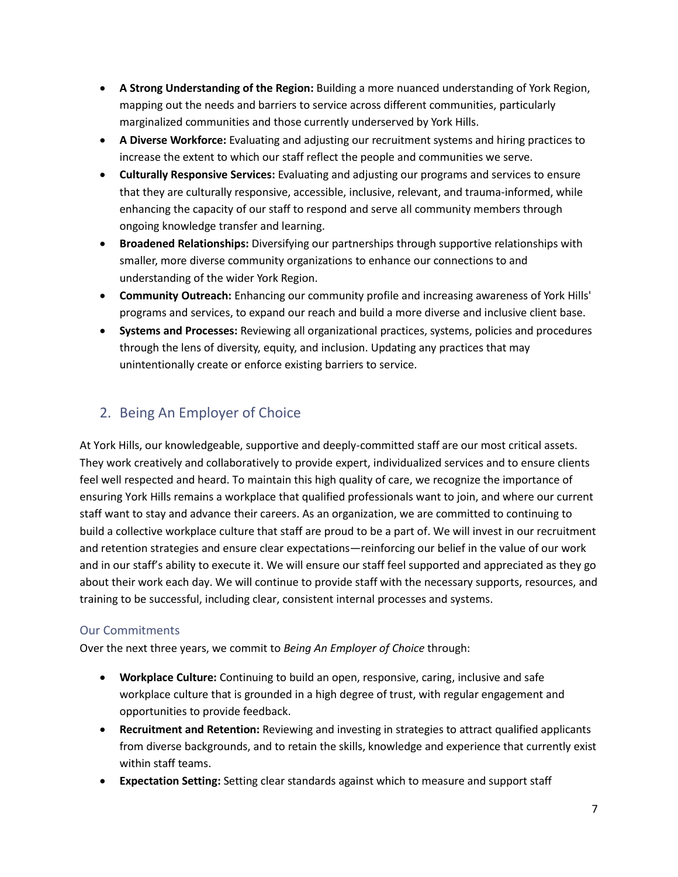- **A Strong Understanding of the Region:** Building a more nuanced understanding of York Region, mapping out the needs and barriers to service across different communities, particularly marginalized communities and those currently underserved by York Hills.
- **A Diverse Workforce:** Evaluating and adjusting our recruitment systems and hiring practices to increase the extent to which our staff reflect the people and communities we serve.
- **Culturally Responsive Services:** Evaluating and adjusting our programs and services to ensure that they are culturally responsive, accessible, inclusive, relevant, and trauma-informed, while enhancing the capacity of our staff to respond and serve all community members through ongoing knowledge transfer and learning.
- **Broadened Relationships:** Diversifying our partnerships through supportive relationships with smaller, more diverse community organizations to enhance our connections to and understanding of the wider York Region.
- **Community Outreach:** Enhancing our community profile and increasing awareness of York Hills' programs and services, to expand our reach and build a more diverse and inclusive client base.
- **Systems and Processes:** Reviewing all organizational practices, systems, policies and procedures through the lens of diversity, equity, and inclusion. Updating any practices that may unintentionally create or enforce existing barriers to service.

## 2. Being An Employer of Choice

At York Hills, our knowledgeable, supportive and deeply-committed staff are our most critical assets. They work creatively and collaboratively to provide expert, individualized services and to ensure clients feel well respected and heard. To maintain this high quality of care, we recognize the importance of ensuring York Hills remains a workplace that qualified professionals want to join, and where our current staff want to stay and advance their careers. As an organization, we are committed to continuing to build a collective workplace culture that staff are proud to be a part of. We will invest in our recruitment and retention strategies and ensure clear expectations—reinforcing our belief in the value of our work and in our staff's ability to execute it. We will ensure our staff feel supported and appreciated as they go about their work each day. We will continue to provide staff with the necessary supports, resources, and training to be successful, including clear, consistent internal processes and systems.

### Our Commitments

Over the next three years, we commit to *Being An Employer of Choice* through:

- **Workplace Culture:** Continuing to build an open, responsive, caring, inclusive and safe workplace culture that is grounded in a high degree of trust, with regular engagement and opportunities to provide feedback.
- **Recruitment and Retention:** Reviewing and investing in strategies to attract qualified applicants from diverse backgrounds, and to retain the skills, knowledge and experience that currently exist within staff teams.
- **Expectation Setting:** Setting clear standards against which to measure and support staff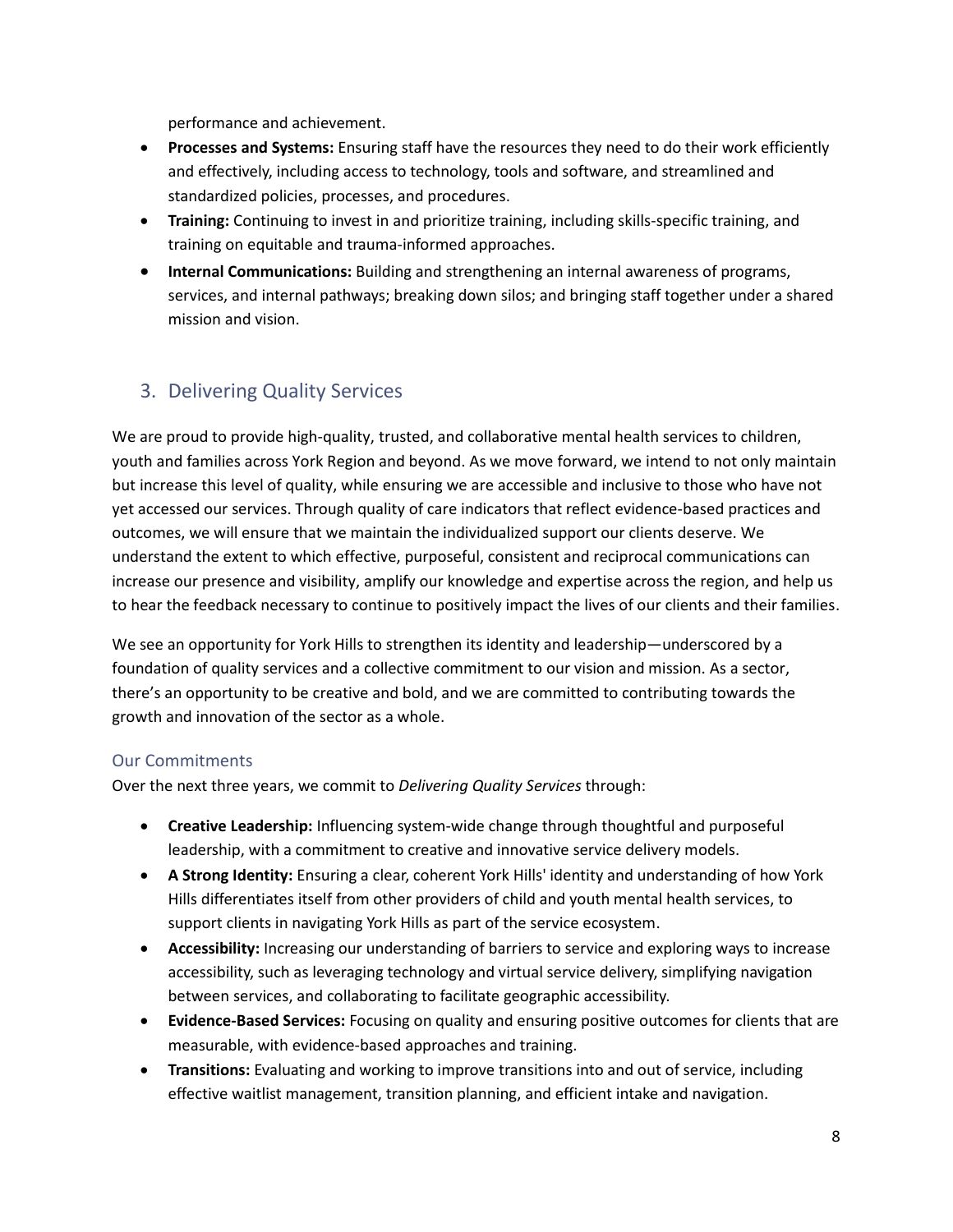performance and achievement.

- **Processes and Systems:** Ensuring staff have the resources they need to do their work efficiently and effectively, including access to technology, tools and software, and streamlined and standardized policies, processes, and procedures.
- **Training:** Continuing to invest in and prioritize training, including skills-specific training, and training on equitable and trauma-informed approaches.
- **Internal Communications:** Building and strengthening an internal awareness of programs, services, and internal pathways; breaking down silos; and bringing staff together under a shared mission and vision.

## 3. Delivering Quality Services

We are proud to provide high-quality, trusted, and collaborative mental health services to children, youth and families across York Region and beyond. As we move forward, we intend to not only maintain but increase this level of quality, while ensuring we are accessible and inclusive to those who have not yet accessed our services. Through quality of care indicators that reflect evidence-based practices and outcomes, we will ensure that we maintain the individualized support our clients deserve. We understand the extent to which effective, purposeful, consistent and reciprocal communications can increase our presence and visibility, amplify our knowledge and expertise across the region, and help us to hear the feedback necessary to continue to positively impact the lives of our clients and their families.

We see an opportunity for York Hills to strengthen its identity and leadership—underscored by a foundation of quality services and a collective commitment to our vision and mission. As a sector, there's an opportunity to be creative and bold, and we are committed to contributing towards the growth and innovation of the sector as a whole.

### Our Commitments

Over the next three years, we commit to *Delivering Quality Services* through:

- **Creative Leadership:** Influencing system-wide change through thoughtful and purposeful leadership, with a commitment to creative and innovative service delivery models.
- **A Strong Identity:** Ensuring a clear, coherent York Hills' identity and understanding of how York Hills differentiates itself from other providers of child and youth mental health services, to support clients in navigating York Hills as part of the service ecosystem.
- **Accessibility:** Increasing our understanding of barriers to service and exploring ways to increase accessibility, such as leveraging technology and virtual service delivery, simplifying navigation between services, and collaborating to facilitate geographic accessibility.
- **Evidence-Based Services:** Focusing on quality and ensuring positive outcomes for clients that are measurable, with evidence-based approaches and training.
- **Transitions:** Evaluating and working to improve transitions into and out of service, including effective waitlist management, transition planning, and efficient intake and navigation.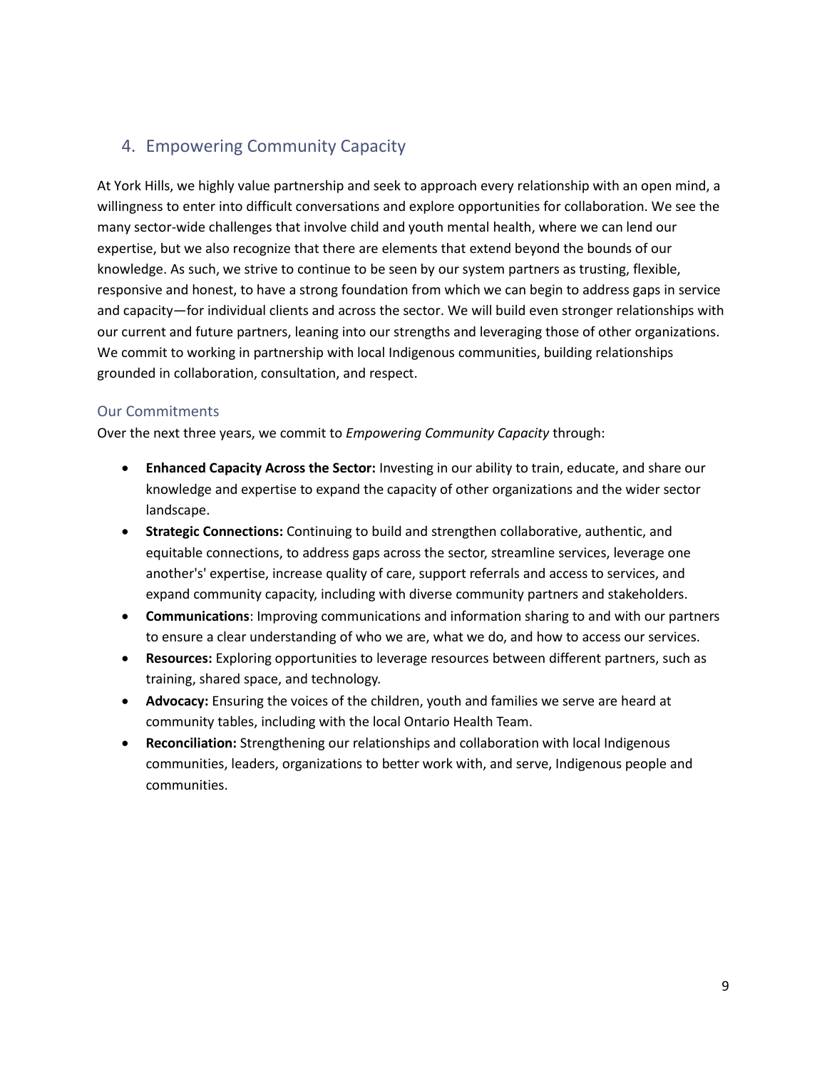## 4. Empowering Community Capacity

At York Hills, we highly value partnership and seek to approach every relationship with an open mind, a willingness to enter into difficult conversations and explore opportunities for collaboration. We see the many sector-wide challenges that involve child and youth mental health, where we can lend our expertise, but we also recognize that there are elements that extend beyond the bounds of our knowledge. As such, we strive to continue to be seen by our system partners as trusting, flexible, responsive and honest, to have a strong foundation from which we can begin to address gaps in service and capacity—for individual clients and across the sector. We will build even stronger relationships with our current and future partners, leaning into our strengths and leveraging those of other organizations. We commit to working in partnership with local Indigenous communities, building relationships grounded in collaboration, consultation, and respect.

### Our Commitments

Over the next three years, we commit to *Empowering Community Capacity* through:

- **Enhanced Capacity Across the Sector:** Investing in our ability to train, educate, and share our knowledge and expertise to expand the capacity of other organizations and the wider sector landscape.
- **Strategic Connections:** Continuing to build and strengthen collaborative, authentic, and equitable connections, to address gaps across the sector, streamline services, leverage one another's' expertise, increase quality of care, support referrals and access to services, and expand community capacity, including with diverse community partners and stakeholders.
- **Communications**: Improving communications and information sharing to and with our partners to ensure a clear understanding of who we are, what we do, and how to access our services.
- **Resources:** Exploring opportunities to leverage resources between different partners, such as training, shared space, and technology.
- **Advocacy:** Ensuring the voices of the children, youth and families we serve are heard at community tables, including with the local Ontario Health Team.
- **Reconciliation:** Strengthening our relationships and collaboration with local Indigenous communities, leaders, organizations to better work with, and serve, Indigenous people and communities.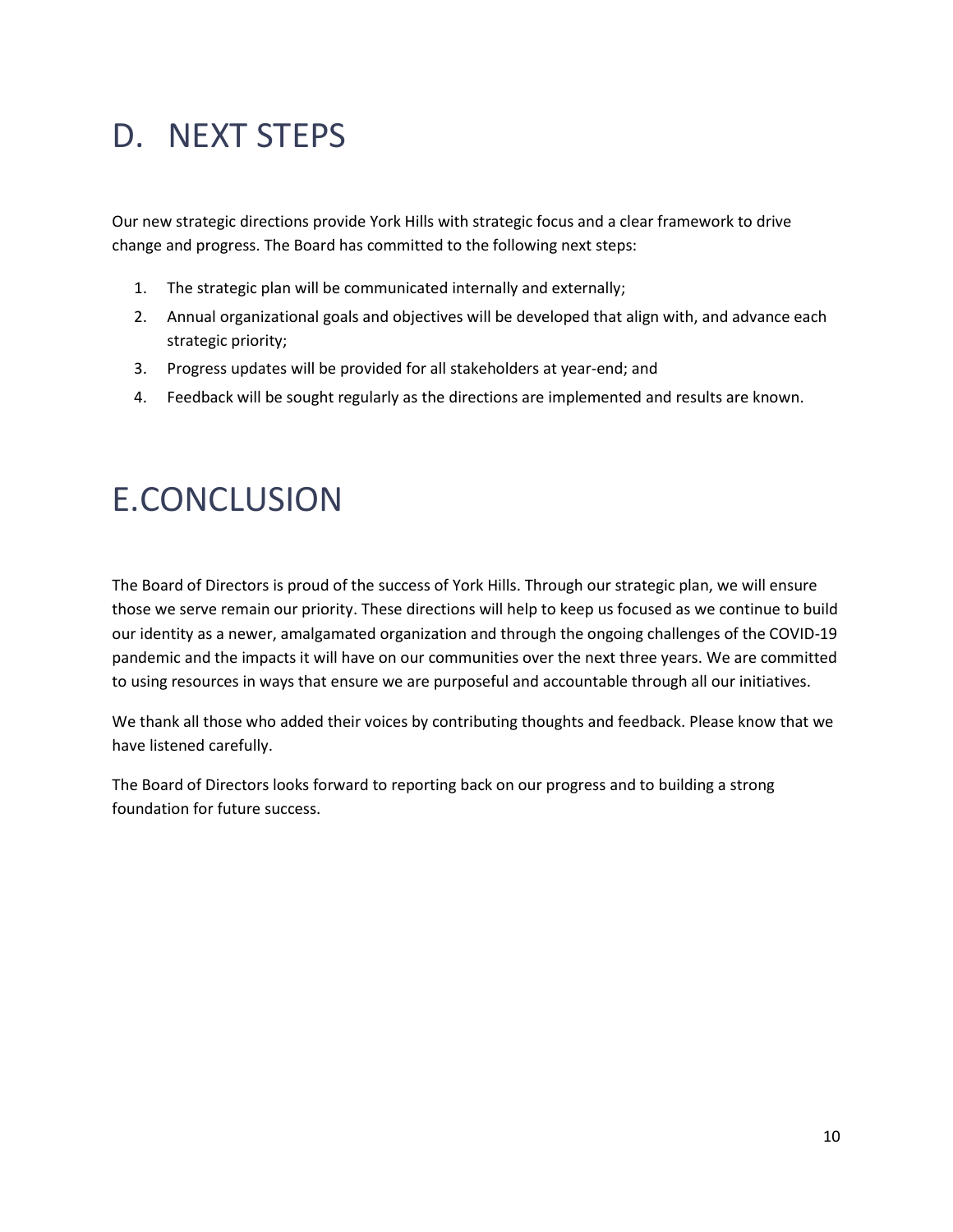# D. NEXT STEPS

Our new strategic directions provide York Hills with strategic focus and a clear framework to drive change and progress. The Board has committed to the following next steps:

1. The strategic plan will be communicated internally and externally;
2. Annual organizational goals and objectives will be developed that align with, and advance each strategic priority;
3. Progress updates will be provided for all stakeholders at year-end; and
4. Feedback will be sought regularly as the directions are implemented and results are known.

# E.CONCLUSION

The Board of Directors is proud of the success of York Hills. Through our strategic plan, we will ensure those we serve remain our priority. These directions will help to keep us focused as we continue to build our identity as a newer, amalgamated organization and through the ongoing challenges of the COVID-19 pandemic and the impacts it will have on our communities over the next three years. We are committed to using resources in ways that ensure we are purposeful and accountable through all our initiatives.

We thank all those who added their voices by contributing thoughts and feedback. Please know that we have listened carefully.

The Board of Directors looks forward to reporting back on our progress and to building a strong foundation for future success.